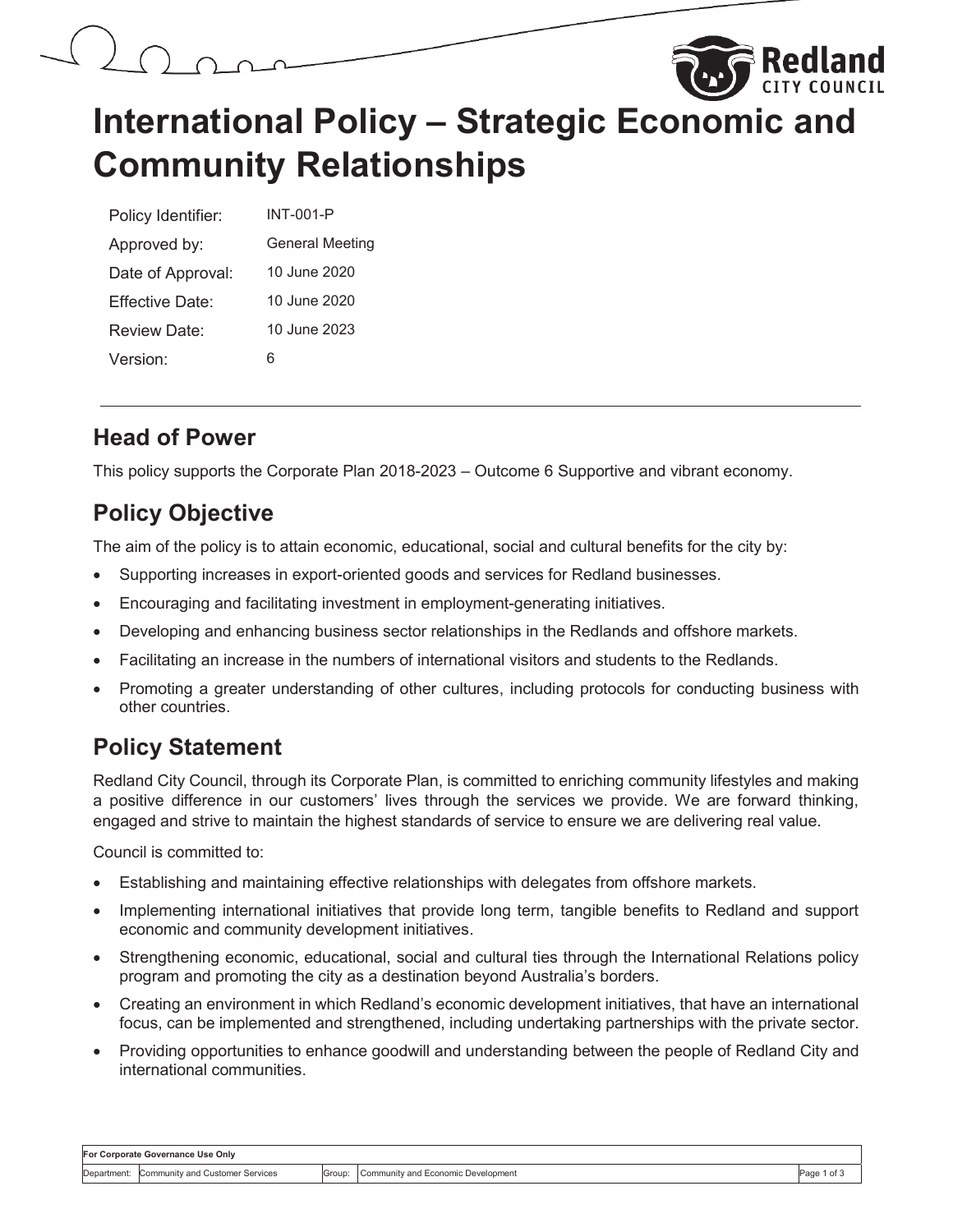# International Policy – Strategic Economic and Community Relationships

| | |
|---|---|
| Policy Identifier: | INT-001-P |
| Approved by: | General Meeting |
| Date of Approval: | 10 June 2020 |
| Effective Date: | 10 June 2020 |
| Review Date: | 10 June 2023 |
| Version: | 6 |

## Head of Power

This policy supports the Corporate Plan 2018-2023 – Outcome 6 Supportive and vibrant economy.

## Policy Objective

The aim of the policy is to attain economic, educational, social and cultural benefits for the city by:

- Supporting increases in export-oriented goods and services for Redland businesses.
- Encouraging and facilitating investment in employment-generating initiatives.
- Developing and enhancing business sector relationships in the Redlands and offshore markets.
- Facilitating an increase in the numbers of international visitors and students to the Redlands.
- Promoting a greater understanding of other cultures, including protocols for conducting business with other countries.

## Policy Statement

Redland City Council, through its Corporate Plan, is committed to enriching community lifestyles and making a positive difference in our customers' lives through the services we provide. We are forward thinking, engaged and strive to maintain the highest standards of service to ensure we are delivering real value.

Council is committed to:

- Establishing and maintaining effective relationships with delegates from offshore markets.
- Implementing international initiatives that provide long term, tangible benefits to Redland and support economic and community development initiatives.
- Strengthening economic, educational, social and cultural ties through the International Relations policy program and promoting the city as a destination beyond Australia's borders.
- Creating an environment in which Redland's economic development initiatives, that have an international focus, can be implemented and strengthened, including undertaking partnerships with the private sector.
- Providing opportunities to enhance goodwill and understanding between the people of Redland City and international communities.

| For Corporate Governance Use Only | | | |
|---|---|---|---|
| Department: | Community and Customer Services | Group: | Community and Economic Development |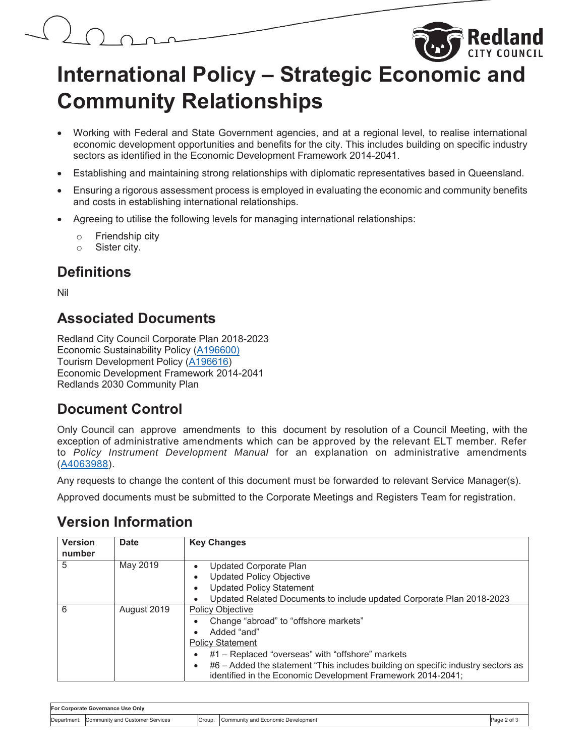# International Policy – Strategic Economic and Community Relationships

- Working with Federal and State Government agencies, and at a regional level, to realise international economic development opportunities and benefits for the city. This includes building on specific industry sectors as identified in the Economic Development Framework 2014-2041.
- Establishing and maintaining strong relationships with diplomatic representatives based in Queensland.
- Ensuring a rigorous assessment process is employed in evaluating the economic and community benefits and costs in establishing international relationships.
- Agreeing to utilise the following levels for managing international relationships:
    - Friendship city
    - Sister city.

## Definitions

Nil

## Associated Documents

Redland City Council Corporate Plan 2018-2023
Economic Sustainability Policy (A196600)
Tourism Development Policy (A196616)
Economic Development Framework 2014-2041
Redlands 2030 Community Plan

## Document Control

Only Council can approve amendments to this document by resolution of a Council Meeting, with the exception of administrative amendments which can be approved by the relevant ELT member. Refer to *Policy Instrument Development Manual* for an explanation on administrative amendments (A4063988).

Any requests to change the content of this document must be forwarded to relevant Service Manager(s).

Approved documents must be submitted to the Corporate Meetings and Registers Team for registration.

## Version Information

| Version number | Date | Key Changes |
|---|---|---|
| 5 | May 2019 | • Updated Corporate Plan<br>• Updated Policy Objective<br>• Updated Policy Statement<br>• Updated Related Documents to include updated Corporate Plan 2018-2023 |
| 6 | August 2019 | Policy Objective<br>• Change “abroad” to “offshore markets”<br>• Added “and”<br>Policy Statement<br>• #1 – Replaced “overseas” with “offshore” markets<br>• #6 – Added the statement “This includes building on specific industry sectors as identified in the Economic Development Framework 2014-2041; |

| For Corporate Governance Use Only | | | | |
|---|---|---|---|---|
| Department: | Community and Customer Services | Group: | Community and Economic Development | |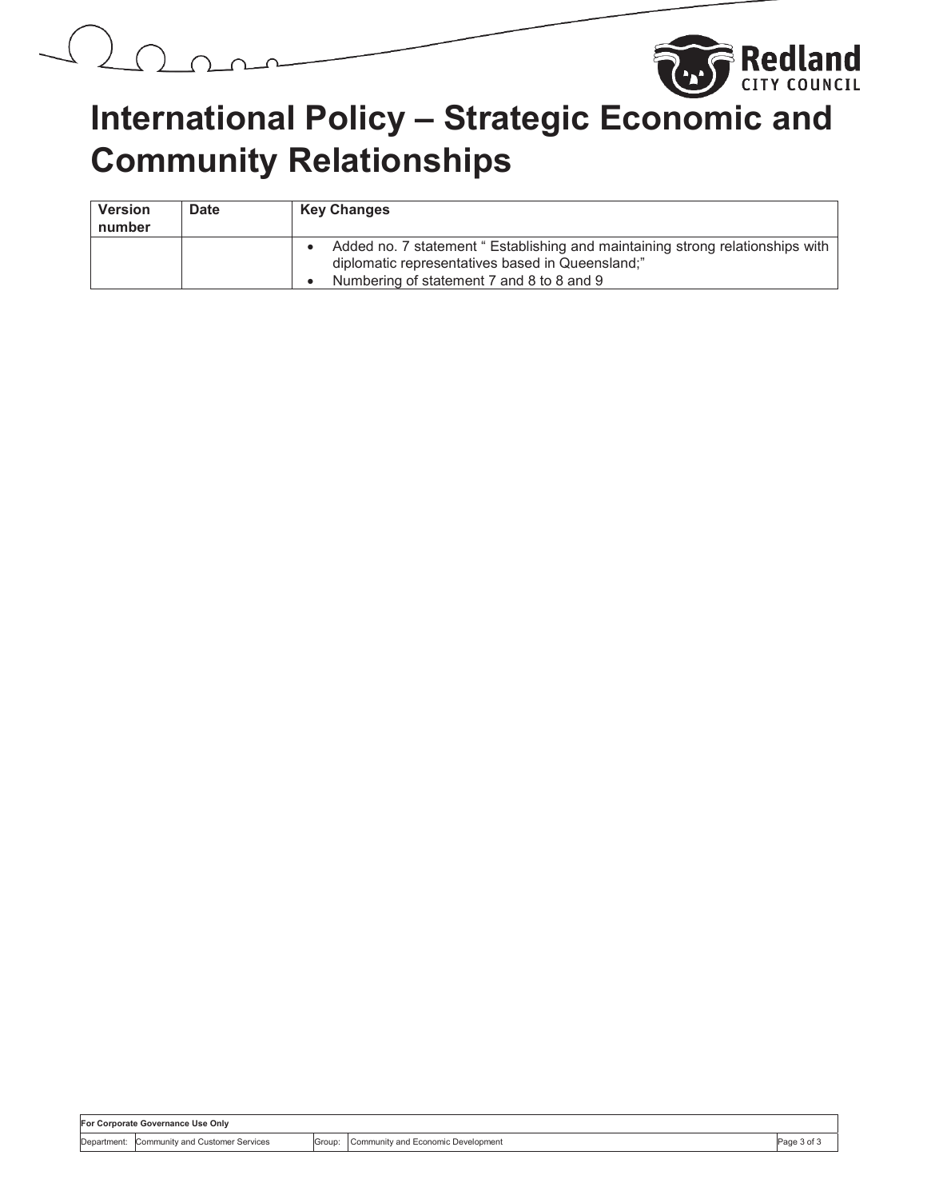# International Policy – Strategic Economic and Community Relationships

| Version number | Date | Key Changes |
|---|---|---|
| | | • Added no. 7 statement " Establishing and maintaining strong relationships with diplomatic representatives based in Queensland;"<br>• Numbering of statement 7 and 8 to 8 and 9 |

| For Corporate Governance Use Only | | | |
|---|---|---|---|
| Department: Community and Customer Services | Group: | Community and Economic Development | |